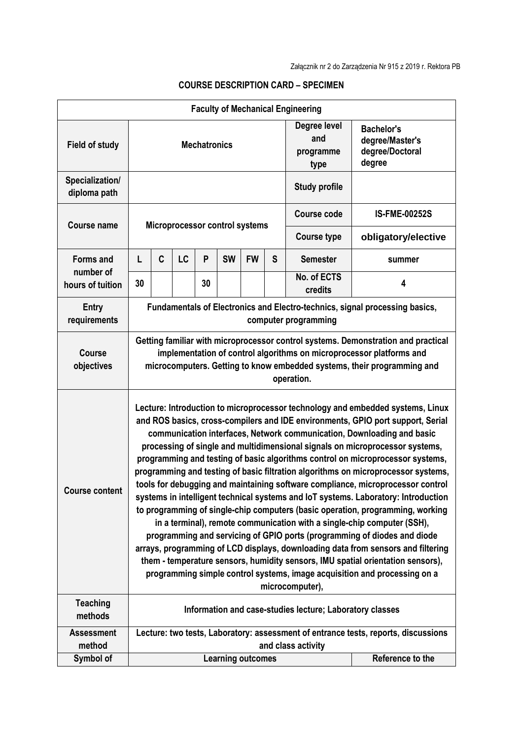Załącznik nr 2 do Zarządzenia Nr 915 z 2019 r. Rektora PB

**COURSE DESCRIPTION CARD – SPECIMEN**

| Faculty of Mechanical Engineering | | | | | | | | | |
|---|---|---|---|---|---|---|---|---|---|
| **Field of study** | **Mechatronics** | | | | | | | **Degree level and programme type** | **Bachelor's degree/Master's degree/Doctoral degree** |
| **Specialization/ diploma path** | | | | | | | | **Study profile** | |
| **Course name** | **Microprocessor control systems** | | | | | | | **Course code** | **IS-FME-00252S** |
| | | | | | | | | **Course type** | **obligatory/elective** |
| **Forms and number of hours of tuition** | **L** | **C** | **LC** | **P** | **SW** | **FW** | **S** | **Semester** | **summer** |
| | **30** | | | **30** | | | | **No. of ECTS credits** | **4** |
| **Entry requirements** | **Fundamentals of Electronics and Electro-technics, signal processing basics, computer programming** | | | | | | | | |
| **Course objectives** | **Getting familiar with microprocessor control systems. Demonstration and practical implementation of control algorithms on microprocessor platforms and microcomputers. Getting to know embedded systems, their programming and operation.** | | | | | | | | |
| **Course content** | **Lecture: Introduction to microprocessor technology and embedded systems, Linux and ROS basics, cross-compilers and IDE environments, GPIO port support, Serial communication interfaces, Network communication, Downloading and basic processing of single and multidimensional signals on microprocessor systems, programming and testing of basic algorithms control on microprocessor systems, programming and testing of basic filtration algorithms on microprocessor systems, tools for debugging and maintaining software compliance, microprocessor control systems in intelligent technical systems and IoT systems. Laboratory: Introduction to programming of single-chip computers (basic operation, programming, working in a terminal), remote communication with a single-chip computer (SSH), programming and servicing of GPIO ports (programming of diodes and diode arrays, programming of LCD displays, downloading data from sensors and filtering them - temperature sensors, humidity sensors, IMU spatial orientation sensors), programming simple control systems, image acquisition and processing on a microcomputer),** | | | | | | | | |
| **Teaching methods** | **Information and case-studies lecture; Laboratory classes** | | | | | | | | |
| **Assessment method** | **Lecture: two tests, Laboratory: assessment of entrance tests, reports, discussions and class activity** | | | | | | | | |
| **Symbol of** | **Learning outcomes** | | | | | | | | **Reference to the** |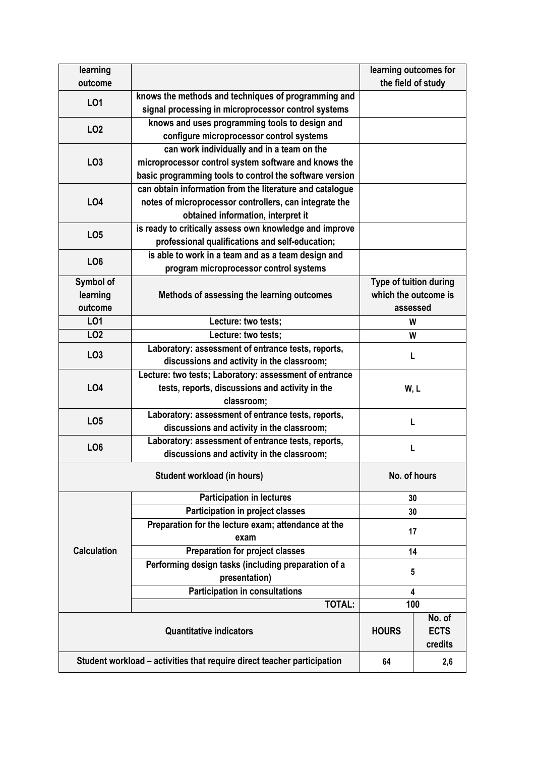| learning outcome | | learning outcomes for the field of study |
|---|---|---|
| LO1 | knows the methods and techniques of programming and signal processing in microprocessor control systems | |
| LO2 | knows and uses programming tools to design and configure microprocessor control systems | |
| LO3 | can work individually and in a team on the microprocessor control system software and knows the basic programming tools to control the software version | |
| LO4 | can obtain information from the literature and catalogue notes of microprocessor controllers, can integrate the obtained information, interpret it | |
| LO5 | is ready to critically assess own knowledge and improve professional qualifications and self-education; | |
| LO6 | is able to work in a team and as a team design and program microprocessor control systems | |

| Symbol of learning outcome | Methods of assessing the learning outcomes | Type of tuition during which the outcome is assessed |
|---|---|---|
| LO1 | Lecture: two tests; | W |
| LO2 | Lecture: two tests; | W |
| LO3 | Laboratory: assessment of entrance tests, reports, discussions and activity in the classroom; | L |
| LO4 | Lecture: two tests; Laboratory: assessment of entrance tests, reports, discussions and activity in the classroom; | W, L |
| LO5 | Laboratory: assessment of entrance tests, reports, discussions and activity in the classroom; | L |
| LO6 | Laboratory: assessment of entrance tests, reports, discussions and activity in the classroom; | L |

| Student workload (in hours) | | No. of hours |
|---|---|---|
| Calculation | Participation in lectures | 30 |
| | Participation in project classes | 30 |
| | Preparation for the lecture exam; attendance at the exam | 17 |
| | Preparation for project classes | 14 |
| | Performing design tasks (including preparation of a presentation) | 5 |
| | Participation in consultations | 4 |
| | TOTAL: | 100 |

| Quantitative indicators | HOURS | No. of ECTS credits |
|---|---|---|
| Student workload – activities that require direct teacher participation | 64 | 2,6 |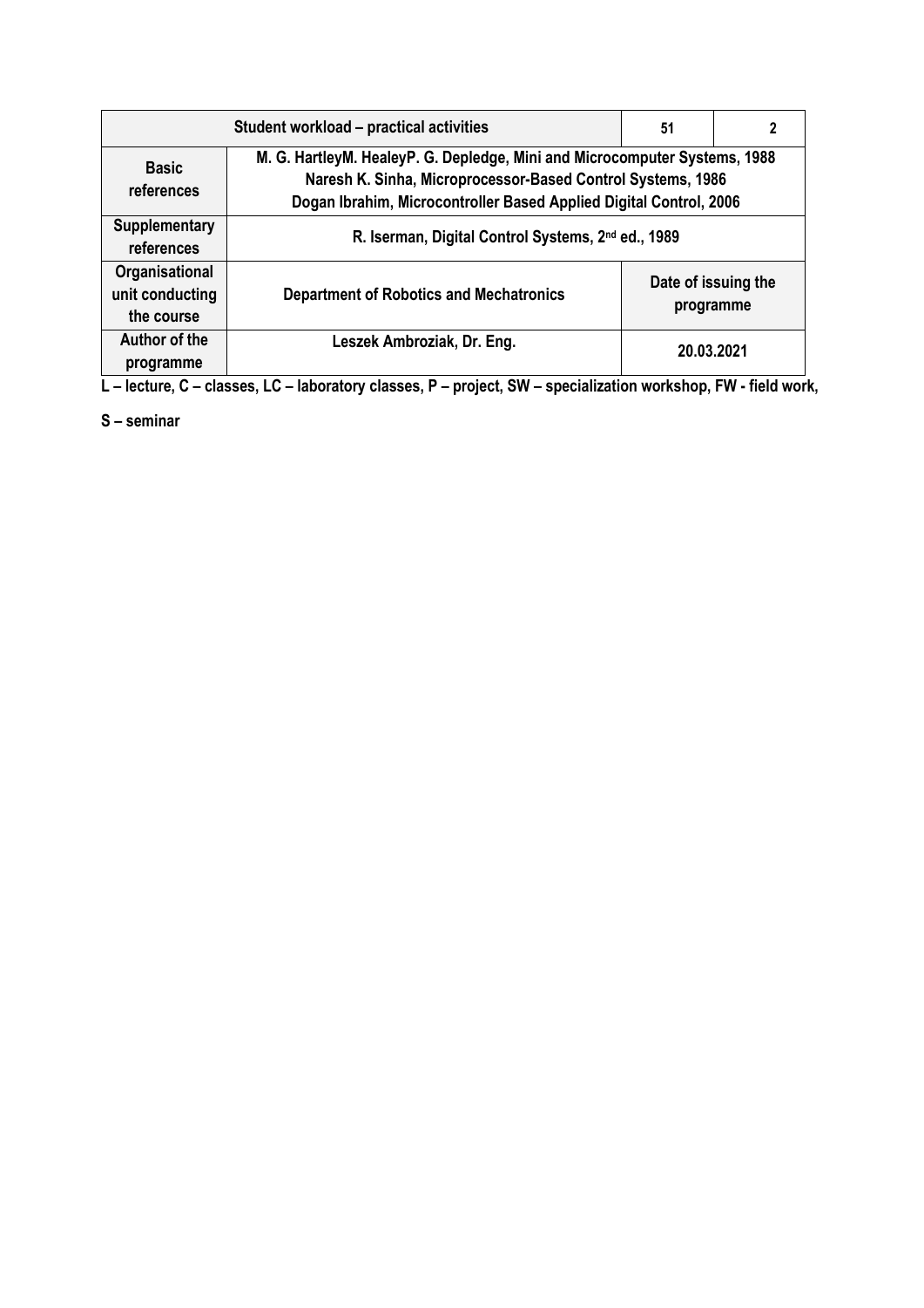| | | | |
|---|---|---|---|
| Student workload – practical activities | | 51 | 2 |
| **Basic references** | M. G. HartleyM. HealeyP. G. Depledge, Mini and Microcomputer Systems, 1988<br>Naresh K. Sinha, Microprocessor-Based Control Systems, 1986<br>Dogan Ibrahim, Microcontroller Based Applied Digital Control, 2006 | | |
| **Supplementary references** | R. Iserman, Digital Control Systems, 2nd ed., 1989 | | |
| **Organisational unit conducting the course** | Department of Robotics and Mechatronics | Date of issuing the programme | |
| **Author of the programme** | Leszek Ambroziak, Dr. Eng. | 20.03.2021 | |

**L – lecture, C – classes, LC – laboratory classes, P – project, SW – specialization workshop, FW - field work,**

**S – seminar**